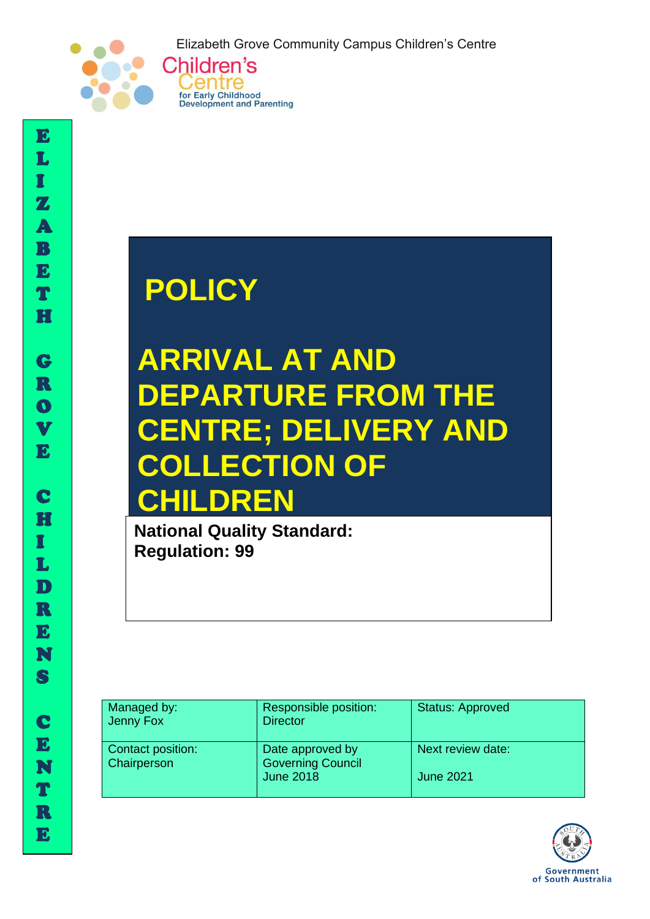Elizabeth Grove Community Campus Children's Centre

Children's Centre
for Early Childhood Development and Parenting

ELIZABETH GROVE CHILDRENS CENTRE

# POLICY

# ARRIVAL AT AND DEPARTURE FROM THE CENTRE; DELIVERY AND COLLECTION OF CHILDREN

**National Quality Standard:**
**Regulation: 99**

| Managed by: Jenny Fox | Responsible position: Director | Status: Approved |
|---|---|---|
| Contact position: Chairperson | Date approved by Governing Council June 2018 | Next review date: June 2021 |

Government of South Australia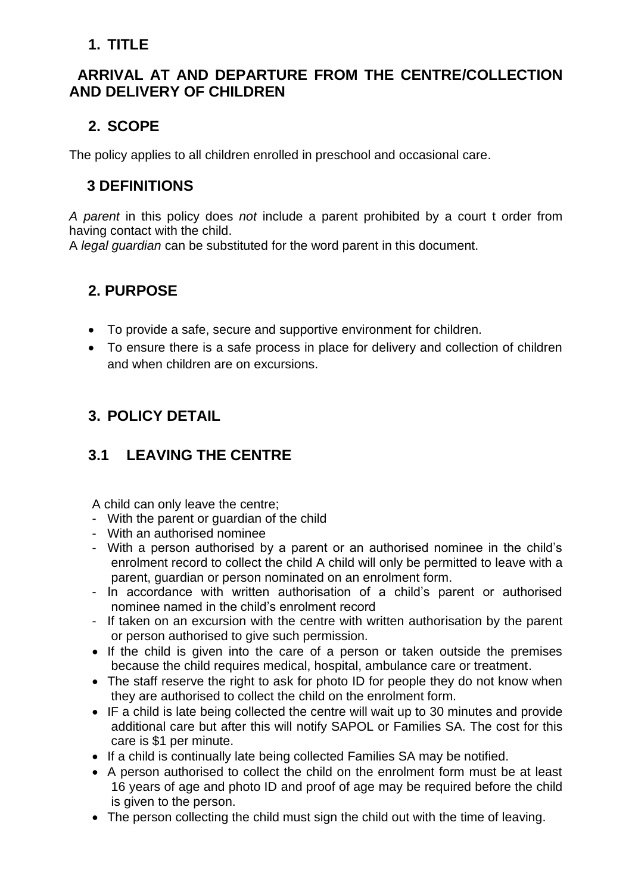## 1. TITLE

## ARRIVAL AT AND DEPARTURE FROM THE CENTRE/COLLECTION AND DELIVERY OF CHILDREN

## 2. SCOPE

The policy applies to all children enrolled in preschool and occasional care.

## 3 DEFINITIONS

*A parent* in this policy does *not* include a parent prohibited by a court t order from having contact with the child.
A *legal guardian* can be substituted for the word parent in this document.

## 2. PURPOSE

- To provide a safe, secure and supportive environment for children.
- To ensure there is a safe process in place for delivery and collection of children and when children are on excursions.

## 3. POLICY DETAIL

### 3.1 LEAVING THE CENTRE

A child can only leave the centre;

- With the parent or guardian of the child
- With an authorised nominee
- With a person authorised by a parent or an authorised nominee in the child's enrolment record to collect the child A child will only be permitted to leave with a parent, guardian or person nominated on an enrolment form.
- In accordance with written authorisation of a child's parent or authorised nominee named in the child's enrolment record
- If taken on an excursion with the centre with written authorisation by the parent or person authorised to give such permission.
- If the child is given into the care of a person or taken outside the premises because the child requires medical, hospital, ambulance care or treatment.
- The staff reserve the right to ask for photo ID for people they do not know when they are authorised to collect the child on the enrolment form.
- IF a child is late being collected the centre will wait up to 30 minutes and provide additional care but after this will notify SAPOL or Families SA. The cost for this care is $1 per minute.
- If a child is continually late being collected Families SA may be notified.
- A person authorised to collect the child on the enrolment form must be at least 16 years of age and photo ID and proof of age may be required before the child is given to the person.
- The person collecting the child must sign the child out with the time of leaving.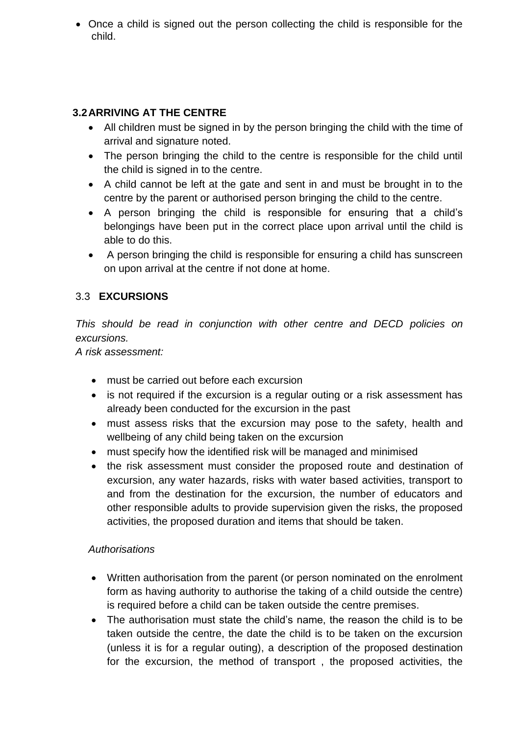- Once a child is signed out the person collecting the child is responsible for the child.

### 3.2 ARRIVING AT THE CENTRE

- All children must be signed in by the person bringing the child with the time of arrival and signature noted.
- The person bringing the child to the centre is responsible for the child until the child is signed in to the centre.
- A child cannot be left at the gate and sent in and must be brought in to the centre by the parent or authorised person bringing the child to the centre.
- A person bringing the child is responsible for ensuring that a child's belongings have been put in the correct place upon arrival until the child is able to do this.
- A person bringing the child is responsible for ensuring a child has sunscreen on upon arrival at the centre if not done at home.

### 3.3 EXCURSIONS

*This should be read in conjunction with other centre and DECD policies on excursions.*

*A risk assessment:*

- must be carried out before each excursion
- is not required if the excursion is a regular outing or a risk assessment has already been conducted for the excursion in the past
- must assess risks that the excursion may pose to the safety, health and wellbeing of any child being taken on the excursion
- must specify how the identified risk will be managed and minimised
- the risk assessment must consider the proposed route and destination of excursion, any water hazards, risks with water based activities, transport to and from the destination for the excursion, the number of educators and other responsible adults to provide supervision given the risks, the proposed activities, the proposed duration and items that should be taken.

*Authorisations*

- Written authorisation from the parent (or person nominated on the enrolment form as having authority to authorise the taking of a child outside the centre) is required before a child can be taken outside the centre premises.
- The authorisation must state the child's name, the reason the child is to be taken outside the centre, the date the child is to be taken on the excursion (unless it is for a regular outing), a description of the proposed destination for the excursion, the method of transport , the proposed activities, the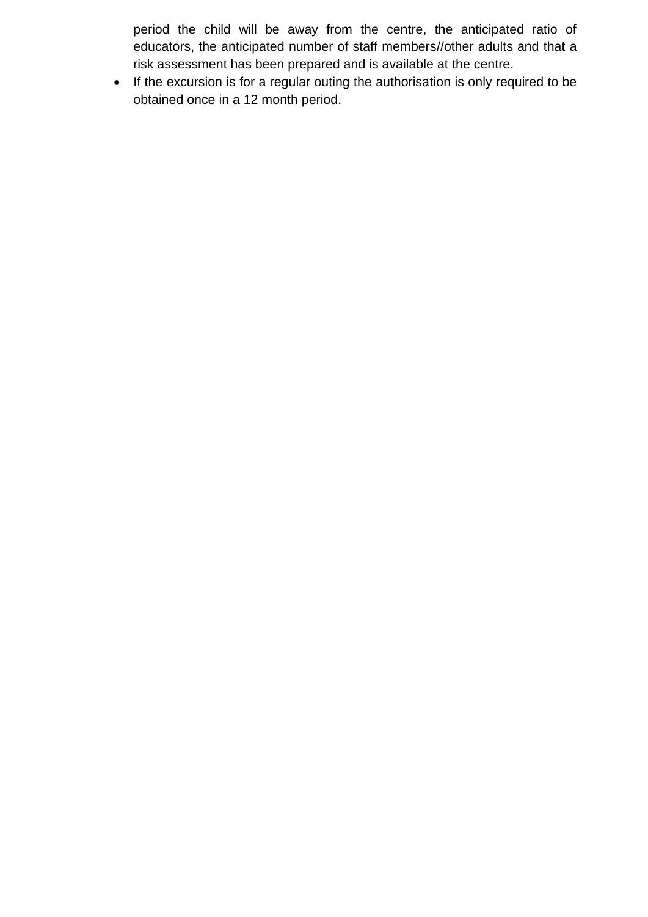period the child will be away from the centre, the anticipated ratio of educators, the anticipated number of staff members//other adults and that a risk assessment has been prepared and is available at the centre.

- If the excursion is for a regular outing the authorisation is only required to be obtained once in a 12 month period.